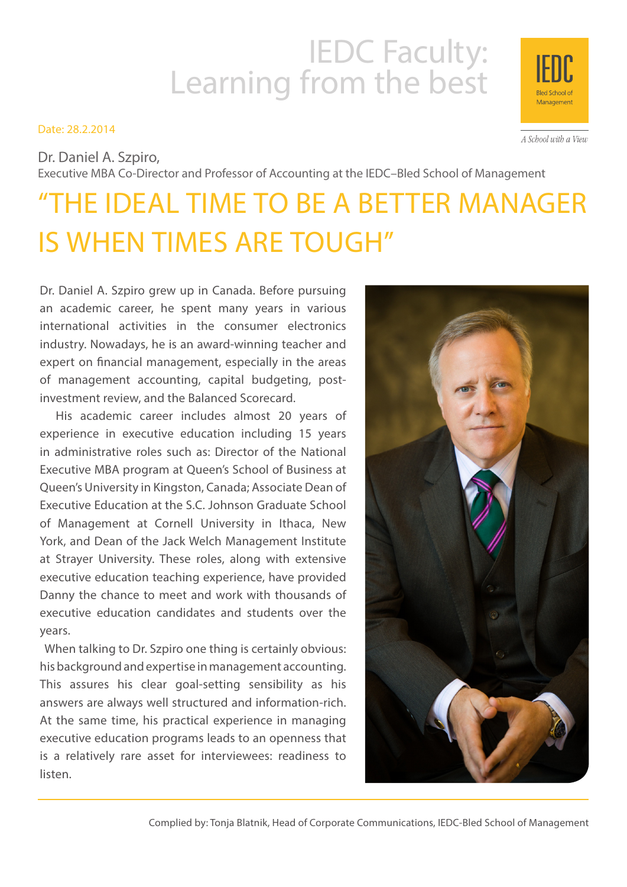# IEDC Faculty: Learning from the best

IEDC Bled School of Management

*A School with a View*

Date: 28.2.2014

Dr. Daniel A. Szpiro,
Executive MBA Co-Director and Professor of Accounting at the IEDC–Bled School of Management

## "THE IDEAL TIME TO BE A BETTER MANAGER IS WHEN TIMES ARE TOUGH"

Dr. Daniel A. Szpiro grew up in Canada. Before pursuing an academic career, he spent many years in various international activities in the consumer electronics industry. Nowadays, he is an award-winning teacher and expert on financial management, especially in the areas of management accounting, capital budgeting, post-investment review, and the Balanced Scorecard.

His academic career includes almost 20 years of experience in executive education including 15 years in administrative roles such as: Director of the National Executive MBA program at Queen's School of Business at Queen's University in Kingston, Canada; Associate Dean of Executive Education at the S.C. Johnson Graduate School of Management at Cornell University in Ithaca, New York, and Dean of the Jack Welch Management Institute at Strayer University. These roles, along with extensive executive education teaching experience, have provided Danny the chance to meet and work with thousands of executive education candidates and students over the years.

When talking to Dr. Szpiro one thing is certainly obvious: his background and expertise in management accounting. This assures his clear goal-setting sensibility as his answers are always well structured and information-rich. At the same time, his practical experience in managing executive education programs leads to an openness that is a relatively rare asset for interviewees: readiness to listen.

Complied by: Tonja Blatnik, Head of Corporate Communications, IEDC-Bled School of Management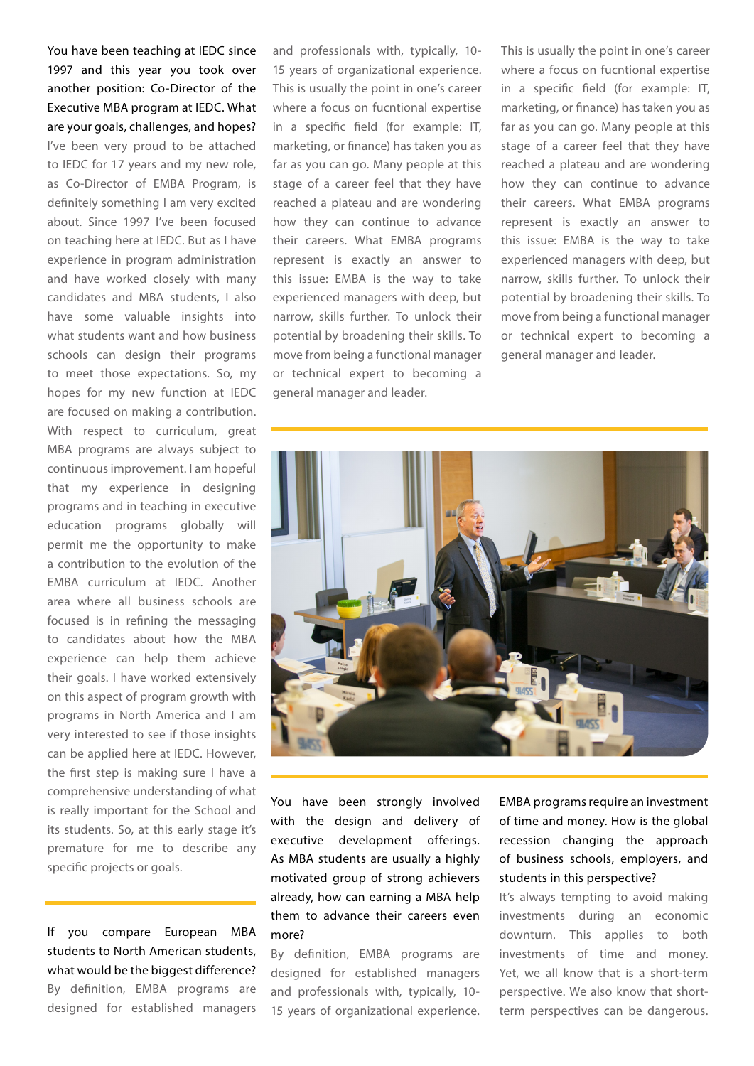**You have been teaching at IEDC since 1997 and this year you took over another position: Co-Director of the Executive MBA program at IEDC. What are your goals, challenges, and hopes?**

I've been very proud to be attached to IEDC for 17 years and my new role, as Co-Director of EMBA Program, is definitely something I am very excited about. Since 1997 I've been focused on teaching here at IEDC. But as I have experience in program administration and have worked closely with many candidates and MBA students, I also have some valuable insights into what students want and how business schools can design their programs to meet those expectations. So, my hopes for my new function at IEDC are focused on making a contribution. With respect to curriculum, great MBA programs are always subject to continuous improvement. I am hopeful that my experience in designing programs and in teaching in executive education programs globally will permit me the opportunity to make a contribution to the evolution of the EMBA curriculum at IEDC. Another area where all business schools are focused is in refining the messaging to candidates about how the MBA experience can help them achieve their goals. I have worked extensively on this aspect of program growth with programs in North America and I am very interested to see if those insights can be applied here at IEDC. However, the first step is making sure I have a comprehensive understanding of what is really important for the School and its students. So, at this early stage it's premature for me to describe any specific projects or goals.

**If you compare European MBA students to North American students, what would be the biggest difference?**

By definition, EMBA programs are designed for established managers and professionals with, typically, 10-15 years of organizational experience. This is usually the point in one's career where a focus on fucntional expertise in a specific field (for example: IT, marketing, or finance) has taken you as far as you can go. Many people at this stage of a career feel that they have reached a plateau and are wondering how they can continue to advance their careers. What EMBA programs represent is exactly an answer to this issue: EMBA is the way to take experienced managers with deep, but narrow, skills further. To unlock their potential by broadening their skills. To move from being a functional manager or technical expert to becoming a general manager and leader.

This is usually the point in one's career where a focus on fucntional expertise in a specific field (for example: IT, marketing, or finance) has taken you as far as you can go. Many people at this stage of a career feel that they have reached a plateau and are wondering how they can continue to advance their careers. What EMBA programs represent is exactly an answer to this issue: EMBA is the way to take experienced managers with deep, but narrow, skills further. To unlock their potential by broadening their skills. To move from being a functional manager or technical expert to becoming a general manager and leader.

**You have been strongly involved with the design and delivery of executive development offerings. As MBA students are usually a highly motivated group of strong achievers already, how can earning a MBA help them to advance their careers even more?**

By definition, EMBA programs are designed for established managers and professionals with, typically, 10-15 years of organizational experience.

**EMBA programs require an investment of time and money. How is the global recession changing the approach of business schools, employers, and students in this perspective?**

It's always tempting to avoid making investments during an economic downturn. This applies to both investments of time and money. Yet, we all know that is a short-term perspective. We also know that short-term perspectives can be dangerous.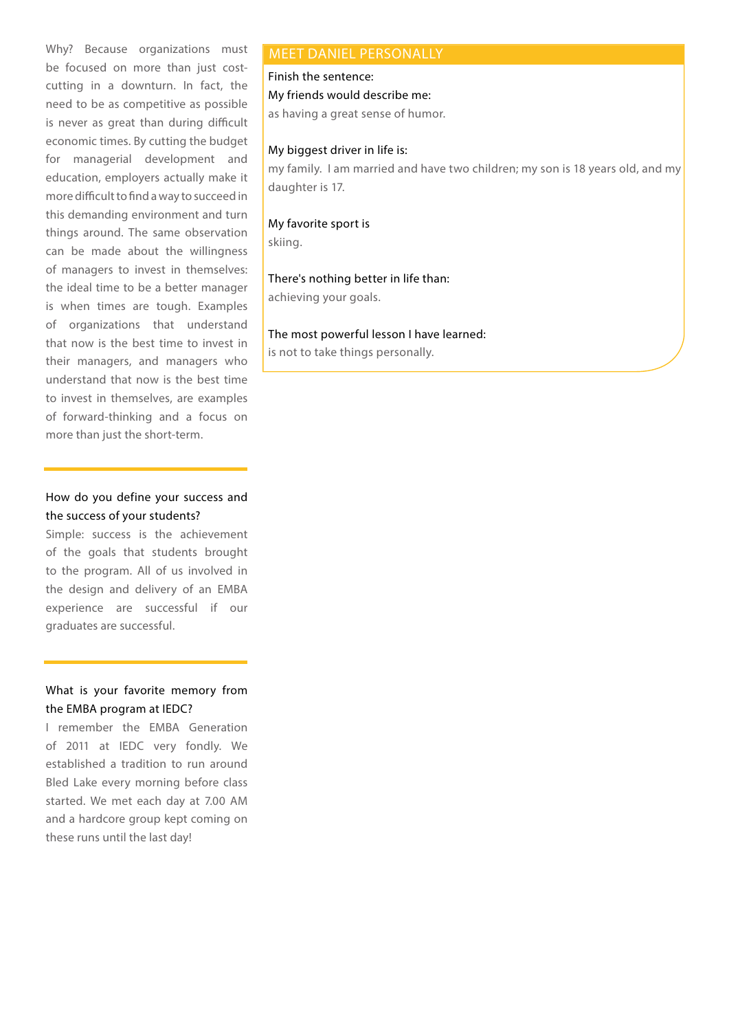Why? Because organizations must be focused on more than just cost-cutting in a downturn. In fact, the need to be as competitive as possible is never as great than during difficult economic times. By cutting the budget for managerial development and education, employers actually make it more difficult to find a way to succeed in this demanding environment and turn things around. The same observation can be made about the willingness of managers to invest in themselves: the ideal time to be a better manager is when times are tough. Examples of organizations that understand that now is the best time to invest in their managers, and managers who understand that now is the best time to invest in themselves, are examples of forward-thinking and a focus on more than just the short-term.

**How do you define your success and the success of your students?**

Simple: success is the achievement of the goals that students brought to the program. All of us involved in the design and delivery of an EMBA experience are successful if our graduates are successful.

**What is your favorite memory from the EMBA program at IEDC?**

I remember the EMBA Generation of 2011 at IEDC very fondly. We established a tradition to run around Bled Lake every morning before class started. We met each day at 7.00 AM and a hardcore group kept coming on these runs until the last day!

## MEET DANIEL PERSONALLY

Finish the sentence:

**My friends would describe me:**
as having a great sense of humor.

**My biggest driver in life is:**
my family. I am married and have two children; my son is 18 years old, and my daughter is 17.

**My favorite sport is**
skiing.

**There's nothing better in life than:**
achieving your goals.

**The most powerful lesson I have learned:**
is not to take things personally.